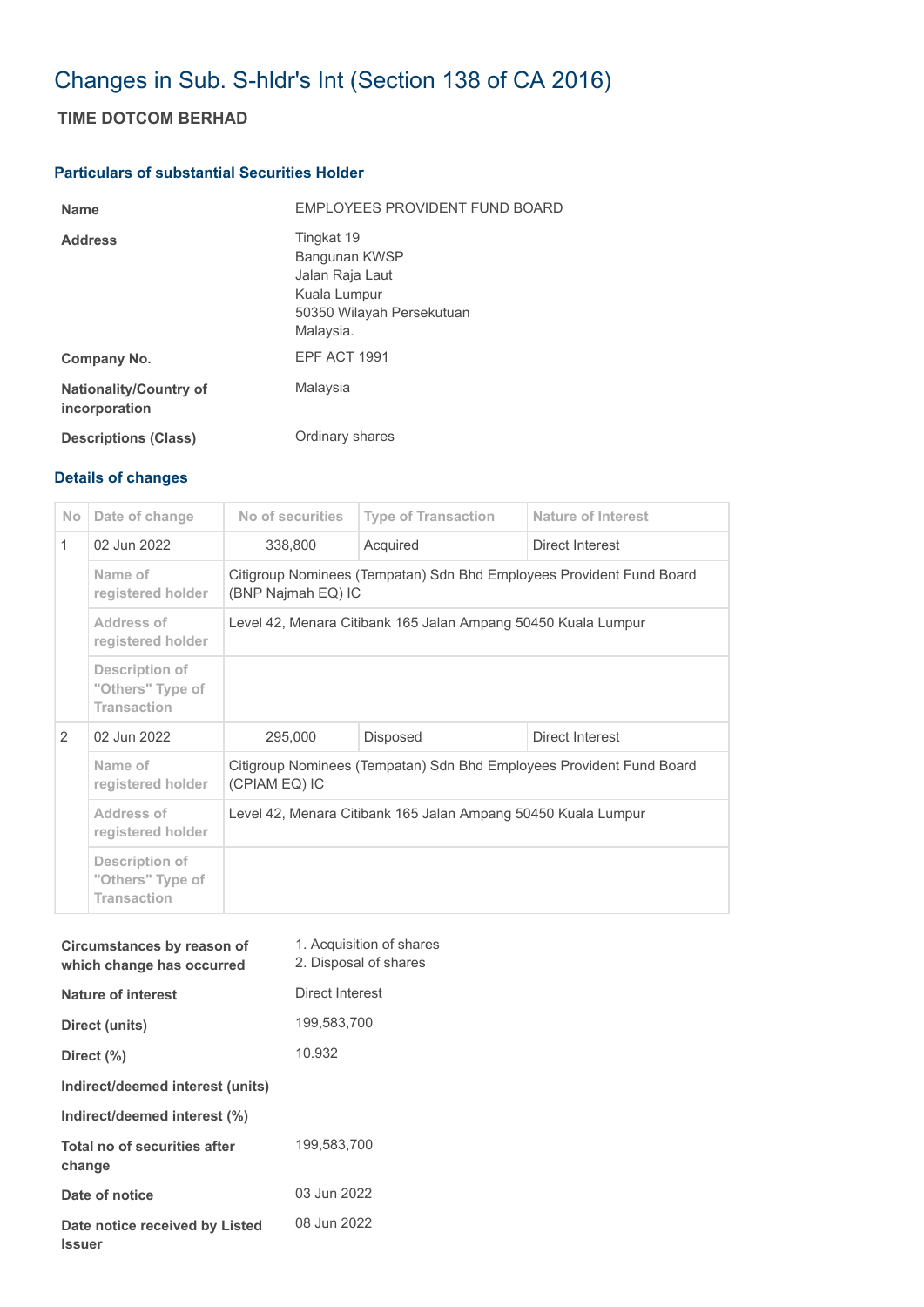# Changes in Sub. S-hldr's Int (Section 138 of CA 2016)

## TIME DOTCOM BERHAD

### Particulars of substantial Securities Holder

| | |
|---|---|
| **Name** | EMPLOYEES PROVIDENT FUND BOARD |
| **Address** | Tingkat 19<br>Bangunan KWSP<br>Jalan Raja Laut<br>Kuala Lumpur<br>50350 Wilayah Persekutuan<br>Malaysia. |
| **Company No.** | EPF ACT 1991 |
| **Nationality/Country of incorporation** | Malaysia |
| **Descriptions (Class)** | Ordinary shares |

### Details of changes

| No | Date of change | No of securities | Type of Transaction | Nature of Interest |
|---|---|---|---|---|
| 1 | 02 Jun 2022 | 338,800 | Acquired | Direct Interest |
| | Name of registered holder | Citigroup Nominees (Tempatan) Sdn Bhd Employees Provident Fund Board (BNP Najmah EQ) IC | | |
| | Address of registered holder | Level 42, Menara Citibank 165 Jalan Ampang 50450 Kuala Lumpur | | |
| | Description of "Others" Type of Transaction | | | |
| 2 | 02 Jun 2022 | 295,000 | Disposed | Direct Interest |
| | Name of registered holder | Citigroup Nominees (Tempatan) Sdn Bhd Employees Provident Fund Board (CPIAM EQ) IC | | |
| | Address of registered holder | Level 42, Menara Citibank 165 Jalan Ampang 50450 Kuala Lumpur | | |
| | Description of "Others" Type of Transaction | | | |

| | |
|---|---|
| **Circumstances by reason of which change has occurred** | 1. Acquisition of shares<br>2. Disposal of shares |
| **Nature of interest** | Direct Interest |
| **Direct (units)** | 199,583,700 |
| **Direct (%)** | 10.932 |
| **Indirect/deemed interest (units)** | |
| **Indirect/deemed interest (%)** | |
| **Total no of securities after change** | 199,583,700 |
| **Date of notice** | 03 Jun 2022 |
| **Date notice received by Listed Issuer** | 08 Jun 2022 |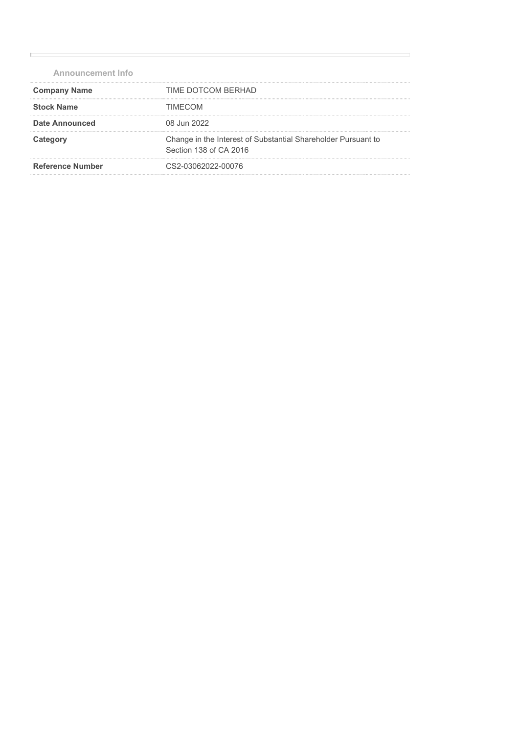### Announcement Info

| | |
|---|---|
| **Company Name** | TIME DOTCOM BERHAD |
| **Stock Name** | TIMECOM |
| **Date Announced** | 08 Jun 2022 |
| **Category** | Change in the Interest of Substantial Shareholder Pursuant to Section 138 of CA 2016 |
| **Reference Number** | CS2-03062022-00076 |